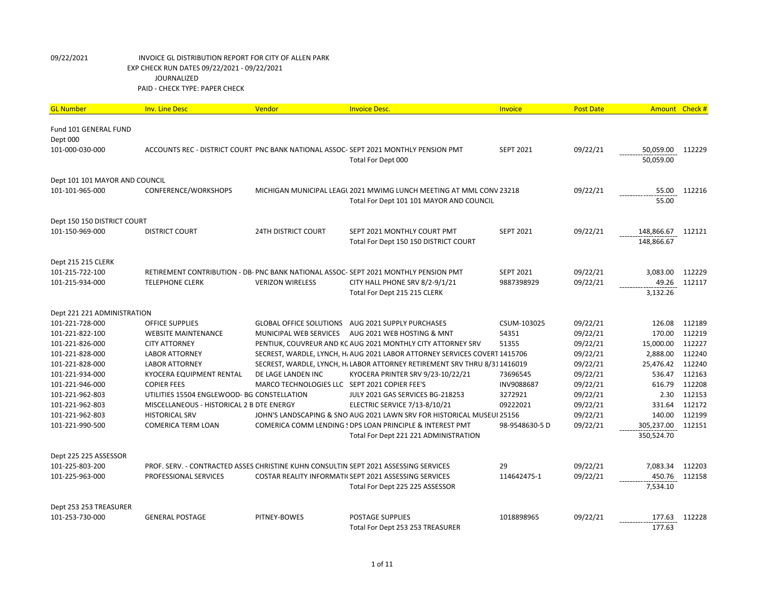09/22/2021 INVOICE GL DISTRIBUTION REPORT FOR CITY OF ALLEN PARK
EXP CHECK RUN DATES 09/22/2021 - 09/22/2021
JOURNALIZED
PAID - CHECK TYPE: PAPER CHECK

| GL Number | Inv. Line Desc | Vendor | Invoice Desc. | Invoice | Post Date | Amount | Check # |
|---|---|---|---|---|---|---|---|
| Fund 101 GENERAL FUND | | | | | | | |
| Dept 000 | | | | | | | |
| 101-000-030-000 | ACCOUNTS REC - DISTRICT COURT | PNC BANK NATIONAL ASSOC- | SEPT 2021 MONTHLY PENSION PMT | SEPT 2021 | 09/22/21 | 50,059.00 | 112229 |
| | | | Total For Dept 000 | | | 50,059.00 | |
| Dept 101 101 MAYOR AND COUNCIL | | | | | | | |
| 101-101-965-000 | CONFERENCE/WORKSHOPS | MICHIGAN MUNICIPAL LEAGU | 2021 MWIMG LUNCH MEETING AT MML CONV | 23218 | 09/22/21 | 55.00 | 112216 |
| | | | Total For Dept 101 101 MAYOR AND COUNCIL | | | 55.00 | |
| Dept 150 150 DISTRICT COURT | | | | | | | |
| 101-150-969-000 | DISTRICT COURT | 24TH DISTRICT COURT | SEPT 2021 MONTHLY COURT PMT | SEPT 2021 | 09/22/21 | 148,866.67 | 112121 |
| | | | Total For Dept 150 150 DISTRICT COURT | | | 148,866.67 | |
| Dept 215 215 CLERK | | | | | | | |
| 101-215-722-100 | RETIREMENT CONTRIBUTION - DB- | PNC BANK NATIONAL ASSOC- | SEPT 2021 MONTHLY PENSION PMT | SEPT 2021 | 09/22/21 | 3,083.00 | 112229 |
| 101-215-934-000 | TELEPHONE CLERK | VERIZON WIRELESS | CITY HALL PHONE SRV 8/2-9/1/21 | 9887398929 | 09/22/21 | 49.26 | 112117 |
| | | | Total For Dept 215 215 CLERK | | | 3,132.26 | |
| Dept 221 221 ADMINISTRATION | | | | | | | |
| 101-221-728-000 | OFFICE SUPPLIES | GLOBAL OFFICE SOLUTIONS | AUG 2021 SUPPLY PURCHASES | CSUM-103025 | 09/22/21 | 126.08 | 112189 |
| 101-221-822-100 | WEBSITE MAINTENANCE | MUNICIPAL WEB SERVICES | AUG 2021 WEB HOSTING & MNT | 54351 | 09/22/21 | 170.00 | 112219 |
| 101-221-826-000 | CITY ATTORNEY | PENTIUK, COUVREUR AND KC | AUG 2021 MONTHLY CITY ATTORNEY SRV | 51355 | 09/22/21 | 15,000.00 | 112227 |
| 101-221-828-000 | LABOR ATTORNEY | SECREST, WARDLE, LYNCH, H | AUG 2021 LABOR ATTORNEY SERVICES COVERT | 1415706 | 09/22/21 | 2,888.00 | 112240 |
| 101-221-828-000 | LABOR ATTORNEY | SECREST, WARDLE, LYNCH, H | LABOR ATTORNEY RETIREMENT SRV THRU 8/31 | 1416019 | 09/22/21 | 25,476.42 | 112240 |
| 101-221-934-000 | KYOCERA EQUIPMENT RENTAL | DE LAGE LANDEN INC | KYOCERA PRINTER SRV 9/23-10/22/21 | 73696545 | 09/22/21 | 536.47 | 112163 |
| 101-221-946-000 | COPIER FEES | MARCO TECHNOLOGIES LLC | SEPT 2021 COPIER FEE'S | INV9088687 | 09/22/21 | 616.79 | 112208 |
| 101-221-962-803 | UTILITIES 15504 ENGLEWOOD- BG | CONSTELLATION | JULY 2021 GAS SERVICES BG-218253 | 3272921 | 09/22/21 | 2.30 | 112153 |
| 101-221-962-803 | MISCELLANEOUS - HISTORICAL 2 B | DTE ENERGY | ELECTRIC SERVICE 7/13-8/10/21 | 09222021 | 09/22/21 | 331.64 | 112172 |
| 101-221-962-803 | HISTORICAL SRV | JOHN'S LANDSCAPING & SNO | AUG 2021 LAWN SRV FOR HISTORICAL MUSEUI | 25156 | 09/22/21 | 140.00 | 112199 |
| 101-221-990-500 | COMERICA TERM LOAN | COMERICA COMM LENDING S | DPS LOAN PRINCIPLE & INTEREST PMT | 98-9548630-5 D | 09/22/21 | 305,237.00 | 112151 |
| | | | Total For Dept 221 221 ADMINISTRATION | | | 350,524.70 | |
| Dept 225 225 ASSESSOR | | | | | | | |
| 101-225-803-200 | PROF. SERV. - CONTRACTED ASSES | CHRISTINE KUHN CONSULTIN | SEPT 2021 ASSESSING SERVICES | 29 | 09/22/21 | 7,083.34 | 112203 |
| 101-225-963-000 | PROFESSIONAL SERVICES | COSTAR REALITY INFORMATI | SEPT 2021 ASSESSING SERVICES | 114642475-1 | 09/22/21 | 450.76 | 112158 |
| | | | Total For Dept 225 225 ASSESSOR | | | 7,534.10 | |
| Dept 253 253 TREASURER | | | | | | | |
| 101-253-730-000 | GENERAL POSTAGE | PITNEY-BOWES | POSTAGE SUPPLIES | 1018898965 | 09/22/21 | 177.63 | 112228 |
| | | | Total For Dept 253 253 TREASURER | | | 177.63 | |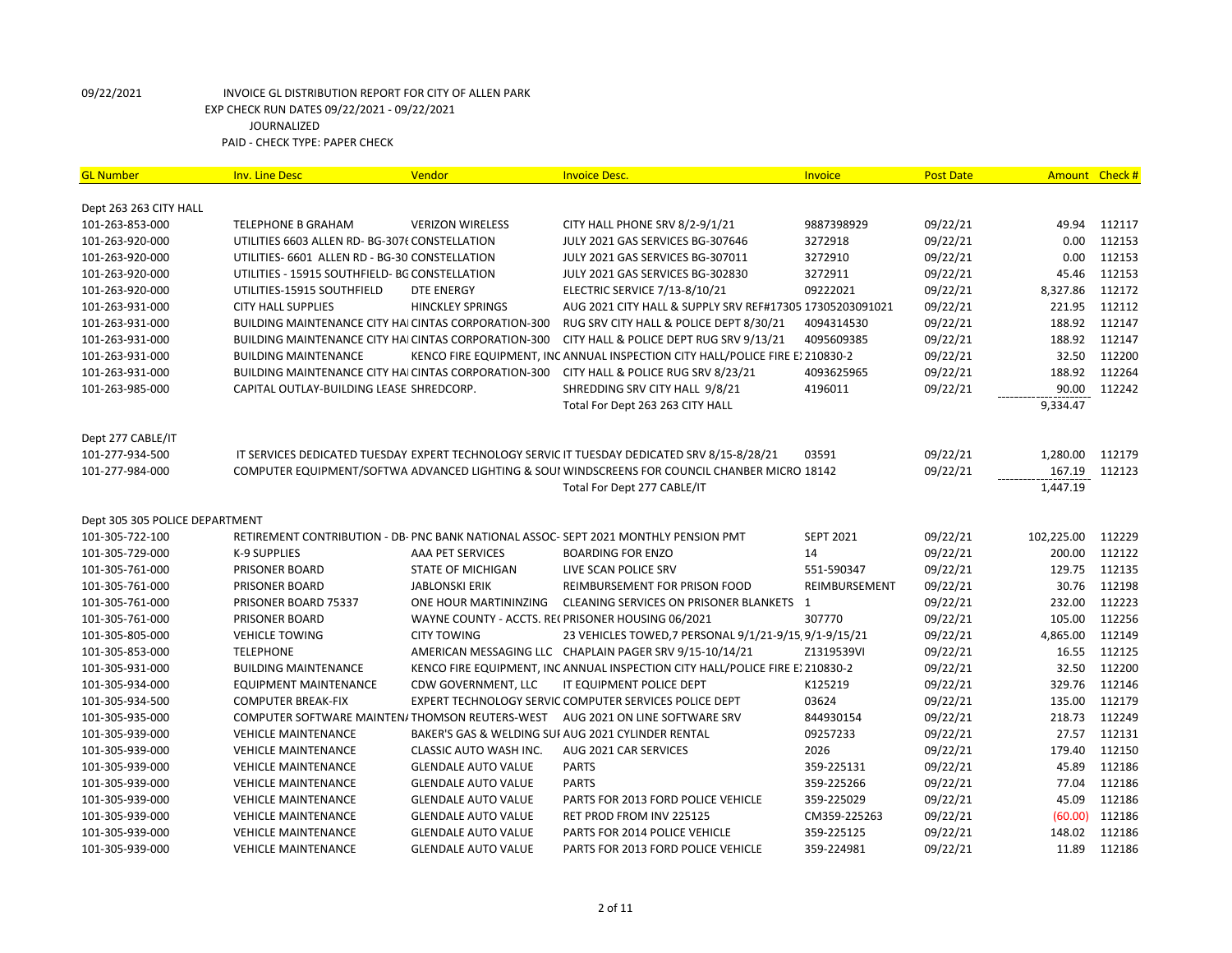09/22/2021 INVOICE GL DISTRIBUTION REPORT FOR CITY OF ALLEN PARK
EXP CHECK RUN DATES 09/22/2021 - 09/22/2021
JOURNALIZED
PAID - CHECK TYPE: PAPER CHECK

| GL Number | Inv. Line Desc | Vendor | Invoice Desc. | Invoice | Post Date | Amount | Check # |
|---|---|---|---|---|---|---|---|
| Dept 263 263 CITY HALL | | | | | | | |
| 101-263-853-000 | TELEPHONE B GRAHAM | VERIZON WIRELESS | CITY HALL PHONE SRV 8/2-9/1/21 | 9887398929 | 09/22/21 | 49.94 | 112117 |
| 101-263-920-000 | UTILITIES 6603 ALLEN RD- BG-3076 | CONSTELLATION | JULY 2021 GAS SERVICES BG-307646 | 3272918 | 09/22/21 | 0.00 | 112153 |
| 101-263-920-000 | UTILITIES- 6601 ALLEN RD - BG-30 | CONSTELLATION | JULY 2021 GAS SERVICES BG-307011 | 3272910 | 09/22/21 | 0.00 | 112153 |
| 101-263-920-000 | UTILITIES - 15915 SOUTHFIELD- BG | CONSTELLATION | JULY 2021 GAS SERVICES BG-302830 | 3272911 | 09/22/21 | 45.46 | 112153 |
| 101-263-920-000 | UTILITIES-15915 SOUTHFIELD | DTE ENERGY | ELECTRIC SERVICE 7/13-8/10/21 | 09222021 | 09/22/21 | 8,327.86 | 112172 |
| 101-263-931-000 | CITY HALL SUPPLIES | HINCKLEY SPRINGS | AUG 2021 CITY HALL & SUPPLY SRV REF#17305 | 17305203091021 | 09/22/21 | 221.95 | 112112 |
| 101-263-931-000 | BUILDING MAINTENANCE CITY HAI | CINTAS CORPORATION-300 | RUG SRV CITY HALL & POLICE DEPT 8/30/21 | 4094314530 | 09/22/21 | 188.92 | 112147 |
| 101-263-931-000 | BUILDING MAINTENANCE CITY HAI | CINTAS CORPORATION-300 | CITY HALL & POLICE DEPT RUG SRV 9/13/21 | 4095609385 | 09/22/21 | 188.92 | 112147 |
| 101-263-931-000 | BUILDING MAINTENANCE | KENCO FIRE EQUIPMENT, INC | ANNUAL INSPECTION CITY HALL/POLICE FIRE E) | 210830-2 | 09/22/21 | 32.50 | 112200 |
| 101-263-931-000 | BUILDING MAINTENANCE CITY HAI | CINTAS CORPORATION-300 | CITY HALL & POLICE RUG SRV 8/23/21 | 4093625965 | 09/22/21 | 188.92 | 112264 |
| 101-263-985-000 | CAPITAL OUTLAY-BUILDING LEASE | SHREDCORP. | SHREDDING SRV CITY HALL 9/8/21 | 4196011 | 09/22/21 | 90.00 | 112242 |
| | | | Total For Dept 263 263 CITY HALL | | | 9,334.47 | |
| Dept 277 CABLE/IT | | | | | | | |
| 101-277-934-500 | IT SERVICES DEDICATED TUESDAY | EXPERT TECHNOLOGY SERVIC | IT TUESDAY DEDICATED SRV 8/15-8/28/21 | 03591 | 09/22/21 | 1,280.00 | 112179 |
| 101-277-984-000 | COMPUTER EQUIPMENT/SOFTWA | ADVANCED LIGHTING & SOUI | WINDSCREENS FOR COUNCIL CHANBER MICRO | 18142 | 09/22/21 | 167.19 | 112123 |
| | | | Total For Dept 277 CABLE/IT | | | 1,447.19 | |
| Dept 305 305 POLICE DEPARTMENT | | | | | | | |
| 101-305-722-100 | RETIREMENT CONTRIBUTION - DB- | PNC BANK NATIONAL ASSOC- | SEPT 2021 MONTHLY PENSION PMT | SEPT 2021 | 09/22/21 | 102,225.00 | 112229 |
| 101-305-729-000 | K-9 SUPPLIES | AAA PET SERVICES | BOARDING FOR ENZO | 14 | 09/22/21 | 200.00 | 112122 |
| 101-305-761-000 | PRISONER BOARD | STATE OF MICHIGAN | LIVE SCAN POLICE SRV | 551-590347 | 09/22/21 | 129.75 | 112135 |
| 101-305-761-000 | PRISONER BOARD | JABLONSKI ERIK | REIMBURSEMENT FOR PRISON FOOD | REIMBURSEMENT | 09/22/21 | 30.76 | 112198 |
| 101-305-761-000 | PRISONER BOARD 75337 | ONE HOUR MARTININZING | CLEANING SERVICES ON PRISONER BLANKETS | 1 | 09/22/21 | 232.00 | 112223 |
| 101-305-761-000 | PRISONER BOARD | WAYNE COUNTY - ACCTS. RE( | PRISONER HOUSING 06/2021 | 307770 | 09/22/21 | 105.00 | 112256 |
| 101-305-805-000 | VEHICLE TOWING | CITY TOWING | 23 VEHICLES TOWED,7 PERSONAL 9/1/21-9/15, | 9/1-9/15/21 | 09/22/21 | 4,865.00 | 112149 |
| 101-305-853-000 | TELEPHONE | AMERICAN MESSAGING LLC | CHAPLAIN PAGER SRV 9/15-10/14/21 | Z1319539VI | 09/22/21 | 16.55 | 112125 |
| 101-305-931-000 | BUILDING MAINTENANCE | KENCO FIRE EQUIPMENT, INC | ANNUAL INSPECTION CITY HALL/POLICE FIRE E) | 210830-2 | 09/22/21 | 32.50 | 112200 |
| 101-305-934-000 | EQUIPMENT MAINTENANCE | CDW GOVERNMENT, LLC | IT EQUIPMENT POLICE DEPT | K125219 | 09/22/21 | 329.76 | 112146 |
| 101-305-934-500 | COMPUTER BREAK-FIX | EXPERT TECHNOLOGY SERVIC | COMPUTER SERVICES POLICE DEPT | 03624 | 09/22/21 | 135.00 | 112179 |
| 101-305-935-000 | COMPUTER SOFTWARE MAINTEN/ | THOMSON REUTERS-WEST | AUG 2021 ON LINE SOFTWARE SRV | 844930154 | 09/22/21 | 218.73 | 112249 |
| 101-305-939-000 | VEHICLE MAINTENANCE | BAKER'S GAS & WELDING SUI | AUG 2021 CYLINDER RENTAL | 09257233 | 09/22/21 | 27.57 | 112131 |
| 101-305-939-000 | VEHICLE MAINTENANCE | CLASSIC AUTO WASH INC. | AUG 2021 CAR SERVICES | 2026 | 09/22/21 | 179.40 | 112150 |
| 101-305-939-000 | VEHICLE MAINTENANCE | GLENDALE AUTO VALUE | PARTS | 359-225131 | 09/22/21 | 45.89 | 112186 |
| 101-305-939-000 | VEHICLE MAINTENANCE | GLENDALE AUTO VALUE | PARTS | 359-225266 | 09/22/21 | 77.04 | 112186 |
| 101-305-939-000 | VEHICLE MAINTENANCE | GLENDALE AUTO VALUE | PARTS FOR 2013 FORD POLICE VEHICLE | 359-225029 | 09/22/21 | 45.09 | 112186 |
| 101-305-939-000 | VEHICLE MAINTENANCE | GLENDALE AUTO VALUE | RET PROD FROM INV 225125 | CM359-225263 | 09/22/21 | (60.00) | 112186 |
| 101-305-939-000 | VEHICLE MAINTENANCE | GLENDALE AUTO VALUE | PARTS FOR 2014 POLICE VEHICLE | 359-225125 | 09/22/21 | 148.02 | 112186 |
| 101-305-939-000 | VEHICLE MAINTENANCE | GLENDALE AUTO VALUE | PARTS FOR 2013 FORD POLICE VEHICLE | 359-224981 | 09/22/21 | 11.89 | 112186 |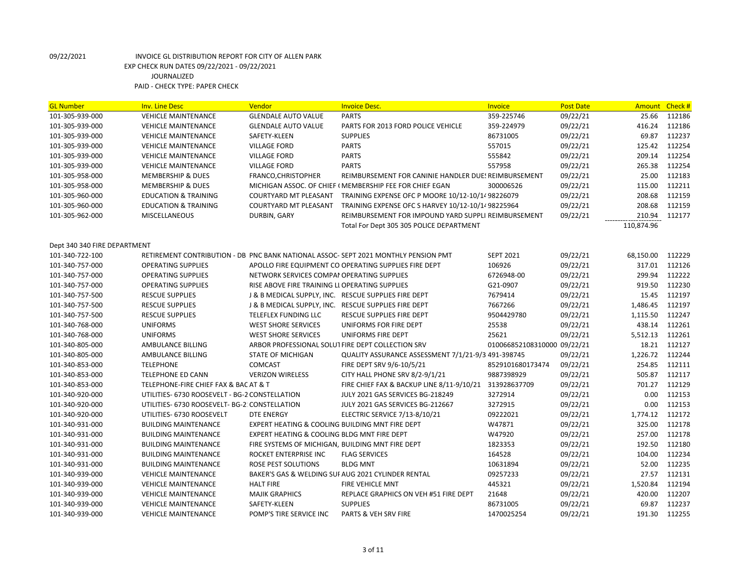09/22/2021 INVOICE GL DISTRIBUTION REPORT FOR CITY OF ALLEN PARK
EXP CHECK RUN DATES 09/22/2021 - 09/22/2021
JOURNALIZED
PAID - CHECK TYPE: PAPER CHECK

| GL Number | Inv. Line Desc | Vendor | Invoice Desc. | Invoice | Post Date | Amount | Check # |
|---|---|---|---|---|---|---|---|
| 101-305-939-000 | VEHICLE MAINTENANCE | GLENDALE AUTO VALUE | PARTS | 359-225746 | 09/22/21 | 25.66 | 112186 |
| 101-305-939-000 | VEHICLE MAINTENANCE | GLENDALE AUTO VALUE | PARTS FOR 2013 FORD POLICE VEHICLE | 359-224979 | 09/22/21 | 416.24 | 112186 |
| 101-305-939-000 | VEHICLE MAINTENANCE | SAFETY-KLEEN | SUPPLIES | 86731005 | 09/22/21 | 69.87 | 112237 |
| 101-305-939-000 | VEHICLE MAINTENANCE | VILLAGE FORD | PARTS | 557015 | 09/22/21 | 125.42 | 112254 |
| 101-305-939-000 | VEHICLE MAINTENANCE | VILLAGE FORD | PARTS | 555842 | 09/22/21 | 209.14 | 112254 |
| 101-305-939-000 | VEHICLE MAINTENANCE | VILLAGE FORD | PARTS | 557958 | 09/22/21 | 265.38 | 112254 |
| 101-305-958-000 | MEMBERSHIP & DUES | FRANCO,CHRISTOPHER | REIMBURSEMENT FOR CANINIE HANDLER DUES | REIMBURSEMENT | 09/22/21 | 25.00 | 112183 |
| 101-305-958-000 | MEMBERSHIP & DUES | MICHIGAN ASSOC. OF CHIEF ( | MEMBERSHIP FEE FOR CHIEF EGAN | 300006526 | 09/22/21 | 115.00 | 112211 |
| 101-305-960-000 | EDUCATION & TRAINING | COURTYARD MT PLEASANT | TRAINING EXPENSE OFC P MOORE 10/12-10/14 | 98226079 | 09/22/21 | 208.68 | 112159 |
| 101-305-960-000 | EDUCATION & TRAINING | COURTYARD MT PLEASANT | TRAINING EXPENSE OFC S HARVEY 10/12-10/14 | 98225964 | 09/22/21 | 208.68 | 112159 |
| 101-305-962-000 | MISCELLANEOUS | DURBIN, GARY | REIMBURSEMENT FOR IMPOUND YARD SUPPLI | REIMBURSEMENT | 09/22/21 | 210.94 | 112177 |
| | | | Total For Dept 305 305 POLICE DEPARTMENT | | | 110,874.96 | |
| | | | | | | | |
| Dept 340 340 FIRE DEPARTMENT | | | | | | | |
| 101-340-722-100 | RETIREMENT CONTRIBUTION - DB | PNC BANK NATIONAL ASSOC- | SEPT 2021 MONTHLY PENSION PMT | SEPT 2021 | 09/22/21 | 68,150.00 | 112229 |
| 101-340-757-000 | OPERATING SUPPLIES | APOLLO FIRE EQUIPMENT CO | OPERATING SUPPLIES FIRE DEPT | 106926 | 09/22/21 | 317.01 | 112126 |
| 101-340-757-000 | OPERATING SUPPLIES | NETWORK SERVICES COMPAI | OPERATING SUPPLIES | 6726948-00 | 09/22/21 | 299.94 | 112222 |
| 101-340-757-000 | OPERATING SUPPLIES | RISE ABOVE FIRE TRAINING LI | OPERATING SUPPLIES | G21-0907 | 09/22/21 | 919.50 | 112230 |
| 101-340-757-500 | RESCUE SUPPLIES | J & B MEDICAL SUPPLY, INC. | RESCUE SUPPLIES FIRE DEPT | 7679414 | 09/22/21 | 15.45 | 112197 |
| 101-340-757-500 | RESCUE SUPPLIES | J & B MEDICAL SUPPLY, INC. | RESCUE SUPPLIES FIRE DEPT | 7667266 | 09/22/21 | 1,486.45 | 112197 |
| 101-340-757-500 | RESCUE SUPPLIES | TELEFLEX FUNDING LLC | RESCUE SUPPLIES FIRE DEPT | 9504429780 | 09/22/21 | 1,115.50 | 112247 |
| 101-340-768-000 | UNIFORMS | WEST SHORE SERVICES | UNIFORMS FOR FIRE DEPT | 25538 | 09/22/21 | 438.14 | 112261 |
| 101-340-768-000 | UNIFORMS | WEST SHORE SERVICES | UNIFORMS FIRE DEPT | 25621 | 09/22/21 | 5,512.13 | 112261 |
| 101-340-805-000 | AMBULANCE BILLING | ARBOR PROFESSIONAL SOLUT | FIRE DEPT COLLECTION SRV | 010066852108310000 | 09/22/21 | 18.21 | 112127 |
| 101-340-805-000 | AMBULANCE BILLING | STATE OF MICHIGAN | QUALITY ASSURANCE ASSESSMENT 7/1/21-9/3 | 491-398745 | 09/22/21 | 1,226.72 | 112244 |
| 101-340-853-000 | TELEPHONE | COMCAST | FIRE DEPT SRV 9/6-10/5/21 | 8529101680173474 | 09/22/21 | 254.85 | 112111 |
| 101-340-853-000 | TELEPHONE ED CANN | VERIZON WIRELESS | CITY HALL PHONE SRV 8/2-9/1/21 | 9887398929 | 09/22/21 | 505.87 | 112117 |
| 101-340-853-000 | TELEPHONE-FIRE CHIEF FAX & BAC | AT & T | FIRE CHIEF FAX & BACKUP LINE 8/11-9/10/21 | 313928637709 | 09/22/21 | 701.27 | 112129 |
| 101-340-920-000 | UTILITIES- 6730 ROOSEVELT - BG-2 | CONSTELLATION | JULY 2021 GAS SERVICES BG-218249 | 3272914 | 09/22/21 | 0.00 | 112153 |
| 101-340-920-000 | UTILITIES- 6730 ROOSEVELT- BG-2 | CONSTELLATION | JULY 2021 GAS SERVICES BG-212667 | 3272915 | 09/22/21 | 0.00 | 112153 |
| 101-340-920-000 | UTILITIES- 6730 ROOSEVELT | DTE ENERGY | ELECTRIC SERVICE 7/13-8/10/21 | 09222021 | 09/22/21 | 1,774.12 | 112172 |
| 101-340-931-000 | BUILDING MAINTENANCE | EXPERT HEATING & COOLING | BUILDING MNT FIRE DEPT | W47871 | 09/22/21 | 325.00 | 112178 |
| 101-340-931-000 | BUILDING MAINTENANCE | EXPERT HEATING & COOLING | BLDG MNT FIRE DEPT | W47920 | 09/22/21 | 257.00 | 112178 |
| 101-340-931-000 | BUILDING MAINTENANCE | FIRE SYSTEMS OF MICHIGAN, | BUILDING MNT FIRE DEPT | 1823353 | 09/22/21 | 192.50 | 112180 |
| 101-340-931-000 | BUILDING MAINTENANCE | ROCKET ENTERPRISE INC | FLAG SERVICES | 164528 | 09/22/21 | 104.00 | 112234 |
| 101-340-931-000 | BUILDING MAINTENANCE | ROSE PEST SOLUTIONS | BLDG MNT | 10631894 | 09/22/21 | 52.00 | 112235 |
| 101-340-939-000 | VEHICLE MAINTENANCE | BAKER'S GAS & WELDING SUI | AUG 2021 CYLINDER RENTAL | 09257233 | 09/22/21 | 27.57 | 112131 |
| 101-340-939-000 | VEHICLE MAINTENANCE | HALT FIRE | FIRE VEHICLE MNT | 445321 | 09/22/21 | 1,520.84 | 112194 |
| 101-340-939-000 | VEHICLE MAINTENANCE | MAJIK GRAPHICS | REPLACE GRAPHICS ON VEH #51 FIRE DEPT | 21648 | 09/22/21 | 420.00 | 112207 |
| 101-340-939-000 | VEHICLE MAINTENANCE | SAFETY-KLEEN | SUPPLIES | 86731005 | 09/22/21 | 69.87 | 112237 |
| 101-340-939-000 | VEHICLE MAINTENANCE | POMP'S TIRE SERVICE INC | PARTS & VEH SRV FIRE | 1470025254 | 09/22/21 | 191.30 | 112255 |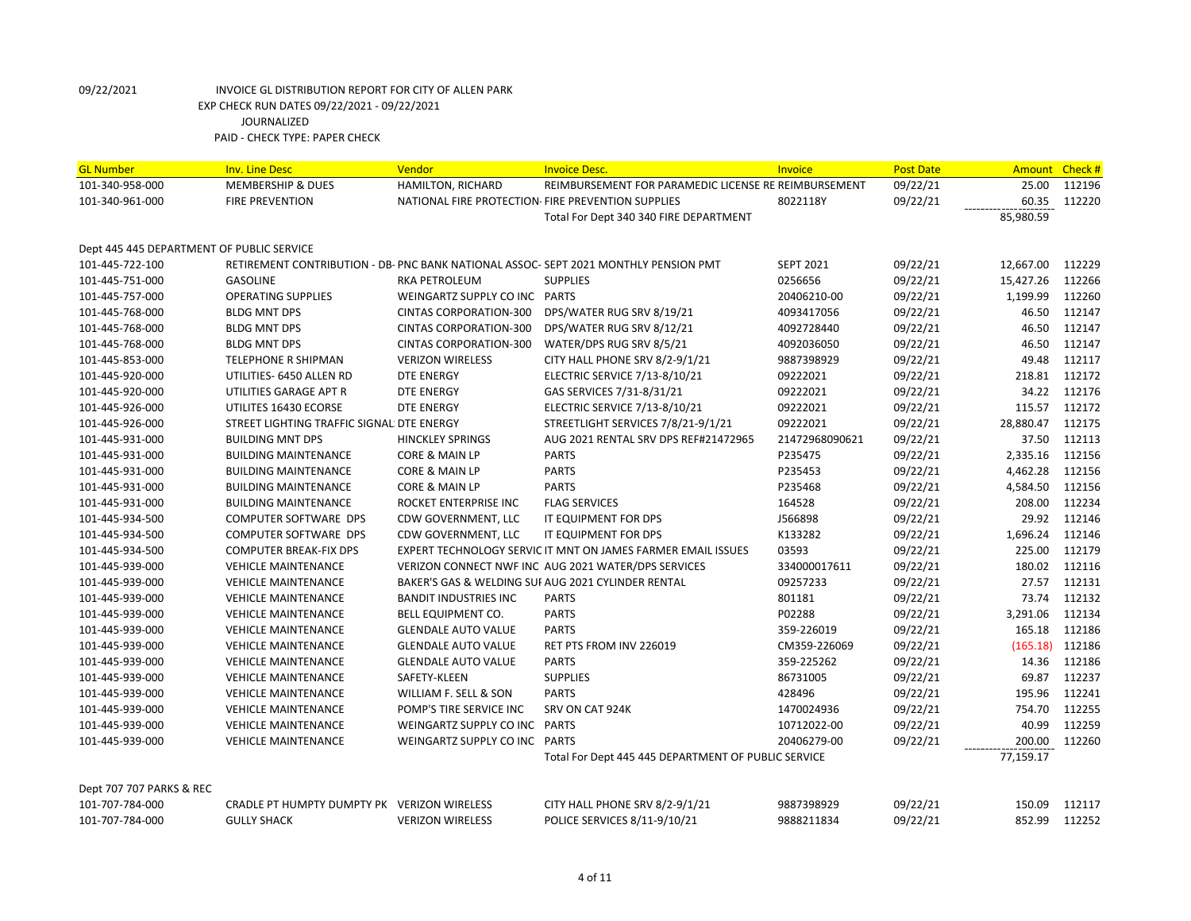09/22/2021 INVOICE GL DISTRIBUTION REPORT FOR CITY OF ALLEN PARK
EXP CHECK RUN DATES 09/22/2021 - 09/22/2021
JOURNALIZED
PAID - CHECK TYPE: PAPER CHECK

| GL Number | Inv. Line Desc | Vendor | Invoice Desc. | Invoice | Post Date | Amount | Check # |
|---|---|---|---|---|---|---|---|
| 101-340-958-000 | MEMBERSHIP & DUES | HAMILTON, RICHARD | REIMBURSEMENT FOR PARAMEDIC LICENSE RE REIMBURSEMENT | | 09/22/21 | 25.00 | 112196 |
| 101-340-961-000 | FIRE PREVENTION | NATIONAL FIRE PROTECTION· FIRE PREVENTION SUPPLIES | | 8022118Y | 09/22/21 | 60.35 | 112220 |
| | | | Total For Dept 340 340 FIRE DEPARTMENT | | | 85,980.59 | |
| Dept 445 445 DEPARTMENT OF PUBLIC SERVICE | | | | | | | |
| 101-445-722-100 | RETIREMENT CONTRIBUTION - DB· PNC BANK NATIONAL ASSOC· SEPT 2021 MONTHLY PENSION PMT | | | SEPT 2021 | 09/22/21 | 12,667.00 | 112229 |
| 101-445-751-000 | GASOLINE | RKA PETROLEUM | SUPPLIES | 0256656 | 09/22/21 | 15,427.26 | 112266 |
| 101-445-757-000 | OPERATING SUPPLIES | WEINGARTZ SUPPLY CO INC | PARTS | 20406210-00 | 09/22/21 | 1,199.99 | 112260 |
| 101-445-768-000 | BLDG MNT DPS | CINTAS CORPORATION-300 | DPS/WATER RUG SRV 8/19/21 | 4093417056 | 09/22/21 | 46.50 | 112147 |
| 101-445-768-000 | BLDG MNT DPS | CINTAS CORPORATION-300 | DPS/WATER RUG SRV 8/12/21 | 4092728440 | 09/22/21 | 46.50 | 112147 |
| 101-445-768-000 | BLDG MNT DPS | CINTAS CORPORATION-300 | WATER/DPS RUG SRV 8/5/21 | 4092036050 | 09/22/21 | 46.50 | 112147 |
| 101-445-853-000 | TELEPHONE R SHIPMAN | VERIZON WIRELESS | CITY HALL PHONE SRV 8/2-9/1/21 | 9887398929 | 09/22/21 | 49.48 | 112117 |
| 101-445-920-000 | UTILITIES- 6450 ALLEN RD | DTE ENERGY | ELECTRIC SERVICE 7/13-8/10/21 | 09222021 | 09/22/21 | 218.81 | 112172 |
| 101-445-920-000 | UTILITIES GARAGE APT R | DTE ENERGY | GAS SERVICES 7/31-8/31/21 | 09222021 | 09/22/21 | 34.22 | 112176 |
| 101-445-926-000 | UTILITES 16430 ECORSE | DTE ENERGY | ELECTRIC SERVICE 7/13-8/10/21 | 09222021 | 09/22/21 | 115.57 | 112172 |
| 101-445-926-000 | STREET LIGHTING TRAFFIC SIGNAL | DTE ENERGY | STREETLIGHT SERVICES 7/8/21-9/1/21 | 09222021 | 09/22/21 | 28,880.47 | 112175 |
| 101-445-931-000 | BUILDING MNT DPS | HINCKLEY SPRINGS | AUG 2021 RENTAL SRV DPS REF#21472965 | 21472968090621 | 09/22/21 | 37.50 | 112113 |
| 101-445-931-000 | BUILDING MAINTENANCE | CORE & MAIN LP | PARTS | P235475 | 09/22/21 | 2,335.16 | 112156 |
| 101-445-931-000 | BUILDING MAINTENANCE | CORE & MAIN LP | PARTS | P235453 | 09/22/21 | 4,462.28 | 112156 |
| 101-445-931-000 | BUILDING MAINTENANCE | CORE & MAIN LP | PARTS | P235468 | 09/22/21 | 4,584.50 | 112156 |
| 101-445-931-000 | BUILDING MAINTENANCE | ROCKET ENTERPRISE INC | FLAG SERVICES | 164528 | 09/22/21 | 208.00 | 112234 |
| 101-445-934-500 | COMPUTER SOFTWARE DPS | CDW GOVERNMENT, LLC | IT EQUIPMENT FOR DPS | J566898 | 09/22/21 | 29.92 | 112146 |
| 101-445-934-500 | COMPUTER SOFTWARE DPS | CDW GOVERNMENT, LLC | IT EQUIPMENT FOR DPS | K133282 | 09/22/21 | 1,696.24 | 112146 |
| 101-445-934-500 | COMPUTER BREAK-FIX DPS | EXPERT TECHNOLOGY SERVIC | IT MNT ON JAMES FARMER EMAIL ISSUES | 03593 | 09/22/21 | 225.00 | 112179 |
| 101-445-939-000 | VEHICLE MAINTENANCE | VERIZON CONNECT NWF INC | AUG 2021 WATER/DPS SERVICES | 334000017611 | 09/22/21 | 180.02 | 112116 |
| 101-445-939-000 | VEHICLE MAINTENANCE | BAKER'S GAS & WELDING SUI | AUG 2021 CYLINDER RENTAL | 09257233 | 09/22/21 | 27.57 | 112131 |
| 101-445-939-000 | VEHICLE MAINTENANCE | BANDIT INDUSTRIES INC | PARTS | 801181 | 09/22/21 | 73.74 | 112132 |
| 101-445-939-000 | VEHICLE MAINTENANCE | BELL EQUIPMENT CO. | PARTS | P02288 | 09/22/21 | 3,291.06 | 112134 |
| 101-445-939-000 | VEHICLE MAINTENANCE | GLENDALE AUTO VALUE | PARTS | 359-226019 | 09/22/21 | 165.18 | 112186 |
| 101-445-939-000 | VEHICLE MAINTENANCE | GLENDALE AUTO VALUE | RET PTS FROM INV 226019 | CM359-226069 | 09/22/21 | (165.18) | 112186 |
| 101-445-939-000 | VEHICLE MAINTENANCE | GLENDALE AUTO VALUE | PARTS | 359-225262 | 09/22/21 | 14.36 | 112186 |
| 101-445-939-000 | VEHICLE MAINTENANCE | SAFETY-KLEEN | SUPPLIES | 86731005 | 09/22/21 | 69.87 | 112237 |
| 101-445-939-000 | VEHICLE MAINTENANCE | WILLIAM F. SELL & SON | PARTS | 428496 | 09/22/21 | 195.96 | 112241 |
| 101-445-939-000 | VEHICLE MAINTENANCE | POMP'S TIRE SERVICE INC | SRV ON CAT 924K | 1470024936 | 09/22/21 | 754.70 | 112255 |
| 101-445-939-000 | VEHICLE MAINTENANCE | WEINGARTZ SUPPLY CO INC | PARTS | 10712022-00 | 09/22/21 | 40.99 | 112259 |
| 101-445-939-000 | VEHICLE MAINTENANCE | WEINGARTZ SUPPLY CO INC | PARTS | 20406279-00 | 09/22/21 | 200.00 | 112260 |
| | | | Total For Dept 445 445 DEPARTMENT OF PUBLIC SERVICE | | | 77,159.17 | |
| Dept 707 707 PARKS & REC | | | | | | | |
| 101-707-784-000 | CRADLE PT HUMPTY DUMPTY PK | VERIZON WIRELESS | CITY HALL PHONE SRV 8/2-9/1/21 | 9887398929 | 09/22/21 | 150.09 | 112117 |
| 101-707-784-000 | GULLY SHACK | VERIZON WIRELESS | POLICE SERVICES 8/11-9/10/21 | 9888211834 | 09/22/21 | 852.99 | 112252 |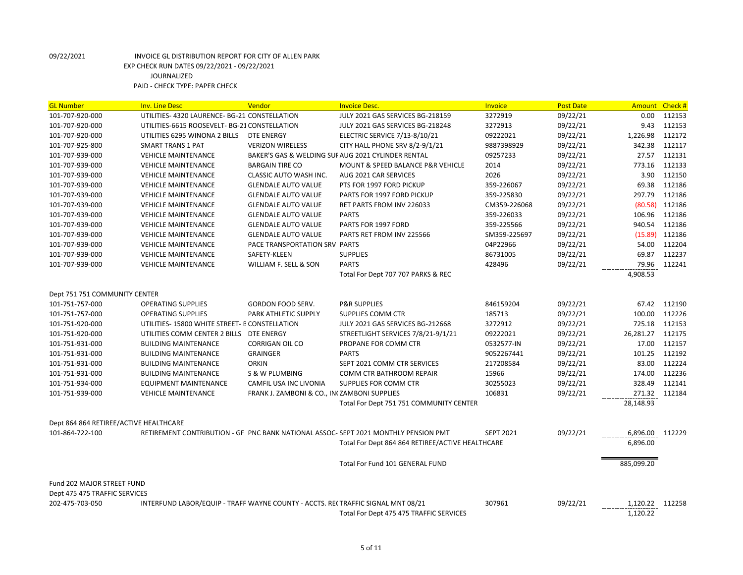09/22/2021 INVOICE GL DISTRIBUTION REPORT FOR CITY OF ALLEN PARK

EXP CHECK RUN DATES 09/22/2021 - 09/22/2021

JOURNALIZED

PAID - CHECK TYPE: PAPER CHECK

| GL Number | Inv. Line Desc | Vendor | Invoice Desc. | Invoice | Post Date | Amount | Check # |
|---|---|---|---|---|---|---|---|
| 101-707-920-000 | UTILITIES- 4320 LAURENCE- BG-21 | CONSTELLATION | JULY 2021 GAS SERVICES BG-218159 | 3272919 | 09/22/21 | 0.00 | 112153 |
| 101-707-920-000 | UTILITIES-6615 ROOSEVELT- BG-21 | CONSTELLATION | JULY 2021 GAS SERVICES BG-218248 | 3272913 | 09/22/21 | 9.43 | 112153 |
| 101-707-920-000 | UTILITIES 6295 WINONA 2 BILLS | DTE ENERGY | ELECTRIC SERVICE 7/13-8/10/21 | 09222021 | 09/22/21 | 1,226.98 | 112172 |
| 101-707-925-800 | SMART TRANS 1 PAT | VERIZON WIRELESS | CITY HALL PHONE SRV 8/2-9/1/21 | 9887398929 | 09/22/21 | 342.38 | 112117 |
| 101-707-939-000 | VEHICLE MAINTENANCE | BAKER'S GAS & WELDING SUI | AUG 2021 CYLINDER RENTAL | 09257233 | 09/22/21 | 27.57 | 112131 |
| 101-707-939-000 | VEHICLE MAINTENANCE | BARGAIN TIRE CO | MOUNT & SPEED BALANCE P&R VEHICLE | 2014 | 09/22/21 | 773.16 | 112133 |
| 101-707-939-000 | VEHICLE MAINTENANCE | CLASSIC AUTO WASH INC. | AUG 2021 CAR SERVICES | 2026 | 09/22/21 | 3.90 | 112150 |
| 101-707-939-000 | VEHICLE MAINTENANCE | GLENDALE AUTO VALUE | PTS FOR 1997 FORD PICKUP | 359-226067 | 09/22/21 | 69.38 | 112186 |
| 101-707-939-000 | VEHICLE MAINTENANCE | GLENDALE AUTO VALUE | PARTS FOR 1997 FORD PICKUP | 359-225830 | 09/22/21 | 297.79 | 112186 |
| 101-707-939-000 | VEHICLE MAINTENANCE | GLENDALE AUTO VALUE | RET PARTS FROM INV 226033 | CM359-226068 | 09/22/21 | (80.58) | 112186 |
| 101-707-939-000 | VEHICLE MAINTENANCE | GLENDALE AUTO VALUE | PARTS | 359-226033 | 09/22/21 | 106.96 | 112186 |
| 101-707-939-000 | VEHICLE MAINTENANCE | GLENDALE AUTO VALUE | PARTS FOR 1997 FORD | 359-225566 | 09/22/21 | 940.54 | 112186 |
| 101-707-939-000 | VEHICLE MAINTENANCE | GLENDALE AUTO VALUE | PARTS RET FROM INV 225566 | SM359-225697 | 09/22/21 | (15.89) | 112186 |
| 101-707-939-000 | VEHICLE MAINTENANCE | PACE TRANSPORTATION SRV | PARTS | 04P22966 | 09/22/21 | 54.00 | 112204 |
| 101-707-939-000 | VEHICLE MAINTENANCE | SAFETY-KLEEN | SUPPLIES | 86731005 | 09/22/21 | 69.87 | 112237 |
| 101-707-939-000 | VEHICLE MAINTENANCE | WILLIAM F. SELL & SON | PARTS | 428496 | 09/22/21 | 79.96 | 112241 |
| | | | Total For Dept 707 707 PARKS & REC | | | 4,908.53 | |
| Dept 751 751 COMMUNITY CENTER | | | | | | | |
| 101-751-757-000 | OPERATING SUPPLIES | GORDON FOOD SERV. | P&R SUPPLIES | 846159204 | 09/22/21 | 67.42 | 112190 |
| 101-751-757-000 | OPERATING SUPPLIES | PARK ATHLETIC SUPPLY | SUPPLIES COMM CTR | 185713 | 09/22/21 | 100.00 | 112226 |
| 101-751-920-000 | UTILITIES- 15800 WHITE STREET- B | CONSTELLATION | JULY 2021 GAS SERVICES BG-212668 | 3272912 | 09/22/21 | 725.18 | 112153 |
| 101-751-920-000 | UTILITIES COMM CENTER 2 BILLS | DTE ENERGY | STREETLIGHT SERVICES 7/8/21-9/1/21 | 09222021 | 09/22/21 | 26,281.27 | 112175 |
| 101-751-931-000 | BUILDING MAINTENANCE | CORRIGAN OIL CO | PROPANE FOR COMM CTR | 0532577-IN | 09/22/21 | 17.00 | 112157 |
| 101-751-931-000 | BUILDING MAINTENANCE | GRAINGER | PARTS | 9052267441 | 09/22/21 | 101.25 | 112192 |
| 101-751-931-000 | BUILDING MAINTENANCE | ORKIN | SEPT 2021 COMM CTR SERVICES | 217208584 | 09/22/21 | 83.00 | 112224 |
| 101-751-931-000 | BUILDING MAINTENANCE | S & W PLUMBING | COMM CTR BATHROOM REPAIR | 15966 | 09/22/21 | 174.00 | 112236 |
| 101-751-934-000 | EQUIPMENT MAINTENANCE | CAMFIL USA INC LIVONIA | SUPPLIES FOR COMM CTR | 30255023 | 09/22/21 | 328.49 | 112141 |
| 101-751-939-000 | VEHICLE MAINTENANCE | FRANK J. ZAMBONI & CO., IN | ZAMBONI SUPPLIES | 106831 | 09/22/21 | 271.32 | 112184 |
| | | | Total For Dept 751 751 COMMUNITY CENTER | | | 28,148.93 | |
| Dept 864 864 RETIREE/ACTIVE HEALTHCARE | | | | | | | |
| 101-864-722-100 | RETIREMENT CONTRIBUTION - GF | PNC BANK NATIONAL ASSOC- | SEPT 2021 MONTHLY PENSION PMT | SEPT 2021 | 09/22/21 | 6,896.00 | 112229 |
| | | | Total For Dept 864 864 RETIREE/ACTIVE HEALTHCARE | | | 6,896.00 | |
| | | | Total For Fund 101 GENERAL FUND | | | 885,099.20 | |
| Fund 202 MAJOR STREET FUND | | | | | | | |
| Dept 475 475 TRAFFIC SERVICES | | | | | | | |
| 202-475-703-050 | INTERFUND LABOR/EQUIP - TRAFF | WAYNE COUNTY - ACCTS. RE( | TRAFFIC SIGNAL MNT 08/21 | 307961 | 09/22/21 | 1,120.22 | 112258 |
| | | | Total For Dept 475 475 TRAFFIC SERVICES | | | 1,120.22 | |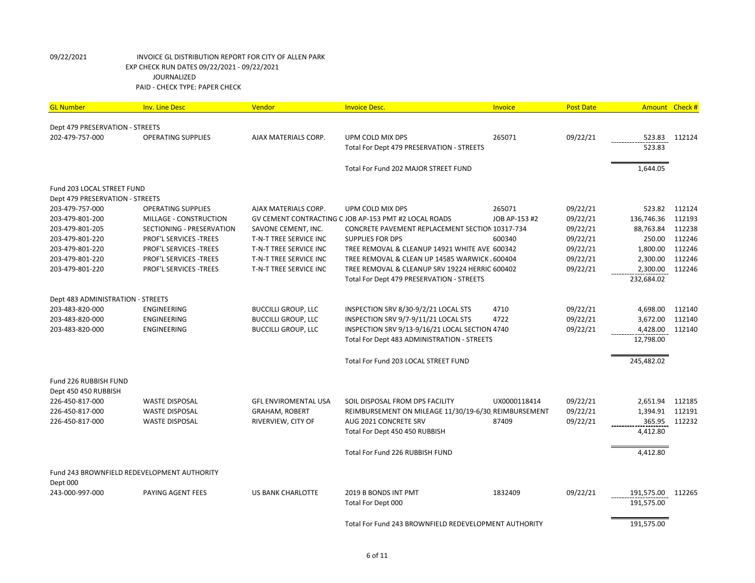09/22/2021 INVOICE GL DISTRIBUTION REPORT FOR CITY OF ALLEN PARK
EXP CHECK RUN DATES 09/22/2021 - 09/22/2021
JOURNALIZED
PAID - CHECK TYPE: PAPER CHECK

| GL Number | Inv. Line Desc | Vendor | Invoice Desc. | Invoice | Post Date | Amount | Check # |
|---|---|---|---|---|---|---|---|
| Dept 479 PRESERVATION - STREETS | | | | | | | |
| 202-479-757-000 | OPERATING SUPPLIES | AJAX MATERIALS CORP. | UPM COLD MIX DPS | 265071 | 09/22/21 | 523.83 | 112124 |
| | | | Total For Dept 479 PRESERVATION - STREETS | | | 523.83 | |
| | | | Total For Fund 202 MAJOR STREET FUND | | | 1,644.05 | |
| Fund 203 LOCAL STREET FUND | | | | | | | |
| Dept 479 PRESERVATION - STREETS | | | | | | | |
| 203-479-757-000 | OPERATING SUPPLIES | AJAX MATERIALS CORP. | UPM COLD MIX DPS | 265071 | 09/22/21 | 523.82 | 112124 |
| 203-479-801-200 | MILLAGE - CONSTRUCTION | GV CEMENT CONTRACTING C | JOB AP-153 PMT #2 LOCAL ROADS | JOB AP-153 #2 | 09/22/21 | 136,746.36 | 112193 |
| 203-479-801-205 | SECTIONING - PRESERVATION | SAVONE CEMENT, INC. | CONCRETE PAVEMENT REPLACEMENT SECTION | 10317-734 | 09/22/21 | 88,763.84 | 112238 |
| 203-479-801-220 | PROF'L SERVICES -TREES | T-N-T TREE SERVICE INC | SUPPLIES FOR DPS | 600340 | 09/22/21 | 250.00 | 112246 |
| 203-479-801-220 | PROF'L SERVICES -TREES | T-N-T TREE SERVICE INC | TREE REMOVAL & CLEANUP 14921 WHITE AVE | 600342 | 09/22/21 | 1,800.00 | 112246 |
| 203-479-801-220 | PROF'L SERVICES -TREES | T-N-T TREE SERVICE INC | TREE REMOVAL & CLEAN UP 14585 WARWICK | 600404 | 09/22/21 | 2,300.00 | 112246 |
| 203-479-801-220 | PROF'L SERVICES -TREES | T-N-T TREE SERVICE INC | TREE REMOVAL & CLEANUP SRV 19224 HERRIC | 600402 | 09/22/21 | 2,300.00 | 112246 |
| | | | Total For Dept 479 PRESERVATION - STREETS | | | 232,684.02 | |
| Dept 483 ADMINISTRATION - STREETS | | | | | | | |
| 203-483-820-000 | ENGINEERING | BUCCILLI GROUP, LLC | INSPECTION SRV 8/30-9/2/21 LOCAL STS | 4710 | 09/22/21 | 4,698.00 | 112140 |
| 203-483-820-000 | ENGINEERING | BUCCILLI GROUP, LLC | INSPECTION SRV 9/7-9/11/21 LOCAL STS | 4722 | 09/22/21 | 3,672.00 | 112140 |
| 203-483-820-000 | ENGINEERING | BUCCILLI GROUP, LLC | INSPECTION SRV 9/13-9/16/21 LOCAL SECTION | 4740 | 09/22/21 | 4,428.00 | 112140 |
| | | | Total For Dept 483 ADMINISTRATION - STREETS | | | 12,798.00 | |
| | | | Total For Fund 203 LOCAL STREET FUND | | | 245,482.02 | |
| Fund 226 RUBBISH FUND | | | | | | | |
| Dept 450 450 RUBBISH | | | | | | | |
| 226-450-817-000 | WASTE DISPOSAL | GFL ENVIROMENTAL USA | SOIL DISPOSAL FROM DPS FACILITY | UX0000118414 | 09/22/21 | 2,651.94 | 112185 |
| 226-450-817-000 | WASTE DISPOSAL | GRAHAM, ROBERT | REIMBURSEMENT ON MILEAGE 11/30/19-6/30 | REIMBURSEMENT | 09/22/21 | 1,394.91 | 112191 |
| 226-450-817-000 | WASTE DISPOSAL | RIVERVIEW, CITY OF | AUG 2021 CONCRETE SRV | 87409 | 09/22/21 | 365.95 | 112232 |
| | | | Total For Dept 450 450 RUBBISH | | | 4,412.80 | |
| | | | Total For Fund 226 RUBBISH FUND | | | 4,412.80 | |
| Fund 243 BROWNFIELD REDEVELOPMENT AUTHORITY | | | | | | | |
| Dept 000 | | | | | | | |
| 243-000-997-000 | PAYING AGENT FEES | US BANK CHARLOTTE | 2019 B BONDS INT PMT | 1832409 | 09/22/21 | 191,575.00 | 112265 |
| | | | Total For Dept 000 | | | 191,575.00 | |
| | | | Total For Fund 243 BROWNFIELD REDEVELOPMENT AUTHORITY | | | 191,575.00 | |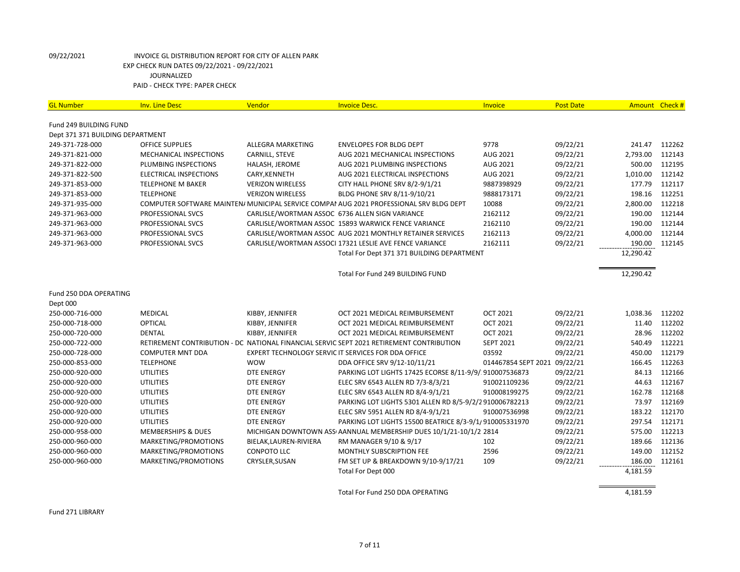09/22/2021 INVOICE GL DISTRIBUTION REPORT FOR CITY OF ALLEN PARK
EXP CHECK RUN DATES 09/22/2021 - 09/22/2021
JOURNALIZED
PAID - CHECK TYPE: PAPER CHECK

| GL Number | Inv. Line Desc | Vendor | Invoice Desc. | Invoice | Post Date | Amount | Check # |
|---|---|---|---|---|---|---|---|
| Fund 249 BUILDING FUND | | | | | | | |
| Dept 371 371 BUILDING DEPARTMENT | | | | | | | |
| 249-371-728-000 | OFFICE SUPPLIES | ALLEGRA MARKETING | ENVELOPES FOR BLDG DEPT | 9778 | 09/22/21 | 241.47 | 112262 |
| 249-371-821-000 | MECHANICAL INSPECTIONS | CARNILL, STEVE | AUG 2021 MECHANICAL INSPECTIONS | AUG 2021 | 09/22/21 | 2,793.00 | 112143 |
| 249-371-822-000 | PLUMBING INSPECTIONS | HALASH, JEROME | AUG 2021 PLUMBING INSPECTIONS | AUG 2021 | 09/22/21 | 500.00 | 112195 |
| 249-371-822-500 | ELECTRICAL INSPECTIONS | CARY,KENNETH | AUG 2021 ELECTRICAL INSPECTIONS | AUG 2021 | 09/22/21 | 1,010.00 | 112142 |
| 249-371-853-000 | TELEPHONE M BAKER | VERIZON WIRELESS | CITY HALL PHONE SRV 8/2-9/1/21 | 9887398929 | 09/22/21 | 177.79 | 112117 |
| 249-371-853-000 | TELEPHONE | VERIZON WIRELESS | BLDG PHONE SRV 8/11-9/10/21 | 9888173171 | 09/22/21 | 198.16 | 112251 |
| 249-371-935-000 | COMPUTER SOFTWARE MAINTEN/ | MUNICIPAL SERVICE COMPAI | AUG 2021 PROFESSIONAL SRV BLDG DEPT | 10088 | 09/22/21 | 2,800.00 | 112218 |
| 249-371-963-000 | PROFESSIONAL SVCS | CARLISLE/WORTMAN ASSOC | 6736 ALLEN SIGN VARIANCE | 2162112 | 09/22/21 | 190.00 | 112144 |
| 249-371-963-000 | PROFESSIONAL SVCS | CARLISLE/WORTMAN ASSOC | 15893 WARWICK FENCE VARIANCE | 2162110 | 09/22/21 | 190.00 | 112144 |
| 249-371-963-000 | PROFESSIONAL SVCS | CARLISLE/WORTMAN ASSOC | AUG 2021 MONTHLY RETAINER SERVICES | 2162113 | 09/22/21 | 4,000.00 | 112144 |
| 249-371-963-000 | PROFESSIONAL SVCS | CARLISLE/WORTMAN ASSOCI | 17321 LESLIE AVE FENCE VARIANCE | 2162111 | 09/22/21 | 190.00 | 112145 |
| | | | Total For Dept 371 371 BUILDING DEPARTMENT | | | 12,290.42 | |
| | | | Total For Fund 249 BUILDING FUND | | | 12,290.42 | |
| Fund 250 DDA OPERATING | | | | | | | |
| Dept 000 | | | | | | | |
| 250-000-716-000 | MEDICAL | KIBBY, JENNIFER | OCT 2021 MEDICAL REIMBURSEMENT | OCT 2021 | 09/22/21 | 1,038.36 | 112202 |
| 250-000-718-000 | OPTICAL | KIBBY, JENNIFER | OCT 2021 MEDICAL REIMBURSEMENT | OCT 2021 | 09/22/21 | 11.40 | 112202 |
| 250-000-720-000 | DENTAL | KIBBY, JENNIFER | OCT 2021 MEDICAL REIMBURSEMENT | OCT 2021 | 09/22/21 | 28.96 | 112202 |
| 250-000-722-000 | RETIREMENT CONTRIBUTION - DC | NATIONAL FINANCIAL SERVIC | SEPT 2021 RETIREMENT CONTRIBUTION | SEPT 2021 | 09/22/21 | 540.49 | 112221 |
| 250-000-728-000 | COMPUTER MNT DDA | EXPERT TECHNOLOGY SERVIC | IT SERVICES FOR DDA OFFICE | 03592 | 09/22/21 | 450.00 | 112179 |
| 250-000-853-000 | TELEPHONE | WOW | DDA OFFICE SRV 9/12-10/11/21 | 014467854 SEPT 2021 | 09/22/21 | 166.45 | 112263 |
| 250-000-920-000 | UTILITIES | DTE ENERGY | PARKING LOT LIGHTS 17425 ECORSE 8/11-9/9/ | 910007536873 | 09/22/21 | 84.13 | 112166 |
| 250-000-920-000 | UTILITIES | DTE ENERGY | ELEC SRV 6543 ALLEN RD 7/3-8/3/21 | 910021109236 | 09/22/21 | 44.63 | 112167 |
| 250-000-920-000 | UTILITIES | DTE ENERGY | ELEC SRV 6543 ALLEN RD 8/4-9/1/21 | 910008199275 | 09/22/21 | 162.78 | 112168 |
| 250-000-920-000 | UTILITIES | DTE ENERGY | PARKING LOT LIGHTS 5301 ALLEN RD 8/5-9/2/2 | 910006782213 | 09/22/21 | 73.97 | 112169 |
| 250-000-920-000 | UTILITIES | DTE ENERGY | ELEC SRV 5951 ALLEN RD 8/4-9/1/21 | 910007536998 | 09/22/21 | 183.22 | 112170 |
| 250-000-920-000 | UTILITIES | DTE ENERGY | PARKING LOT LIGHTS 15500 BEATRICE 8/3-9/1/ | 910005331970 | 09/22/21 | 297.54 | 112171 |
| 250-000-958-000 | MEMBERSHIPS & DUES | MICHIGAN DOWNTOWN ASS | AANNUAL MEMBERSHIP DUES 10/1/21-10/1/2 | 2814 | 09/22/21 | 575.00 | 112213 |
| 250-000-960-000 | MARKETING/PROMOTIONS | BIELAK,LAUREN-RIVIERA | RM MANAGER 9/10 & 9/17 | 102 | 09/22/21 | 189.66 | 112136 |
| 250-000-960-000 | MARKETING/PROMOTIONS | CONPOTO LLC | MONTHLY SUBSCRIPTION FEE | 2596 | 09/22/21 | 149.00 | 112152 |
| 250-000-960-000 | MARKETING/PROMOTIONS | CRYSLER,SUSAN | FM SET UP & BREAKDOWN 9/10-9/17/21 | 109 | 09/22/21 | 186.00 | 112161 |
| | | | Total For Dept 000 | | | 4,181.59 | |
| | | | Total For Fund 250 DDA OPERATING | | | 4,181.59 | |

Fund 271 LIBRARY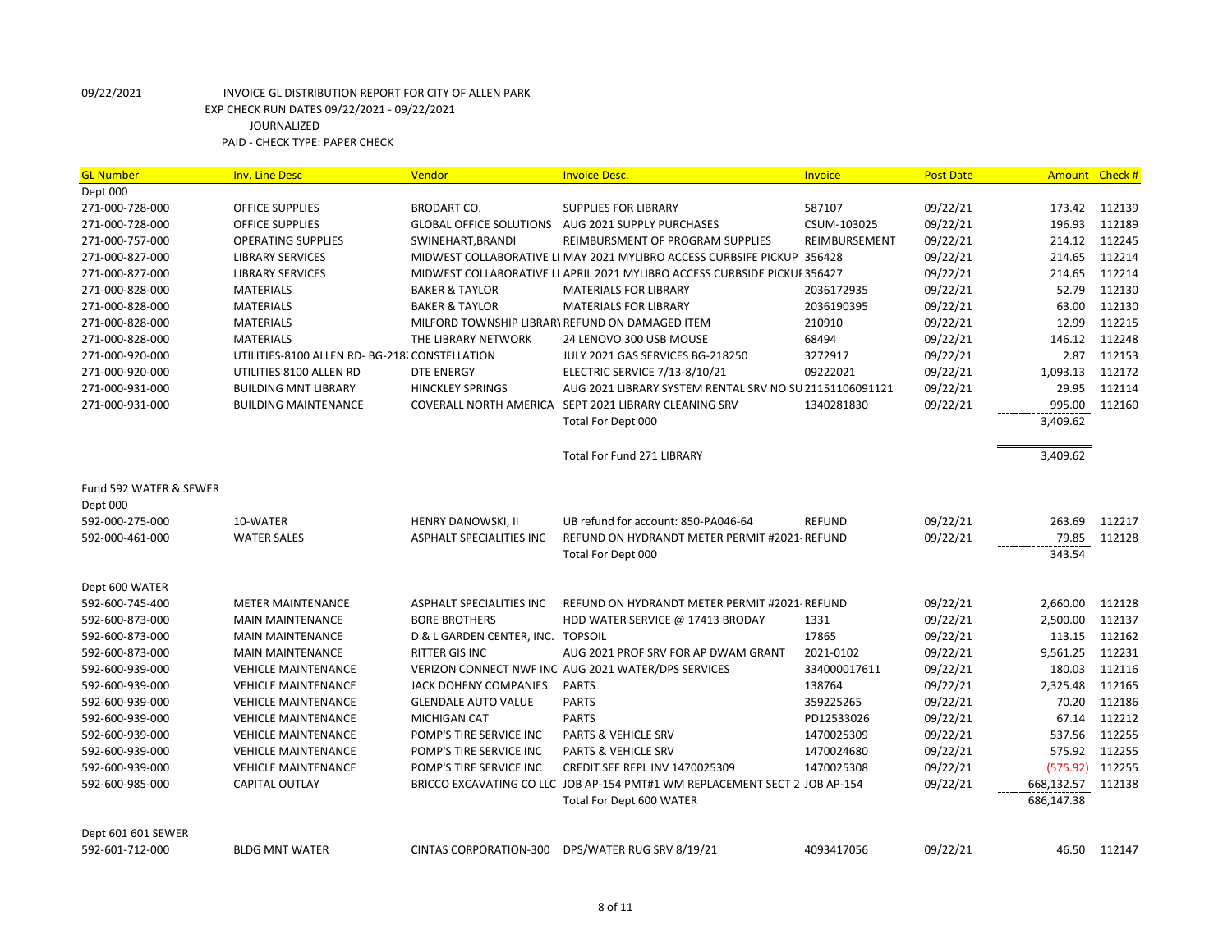09/22/2021 INVOICE GL DISTRIBUTION REPORT FOR CITY OF ALLEN PARK

EXP CHECK RUN DATES 09/22/2021 - 09/22/2021

JOURNALIZED

PAID - CHECK TYPE: PAPER CHECK

| GL Number | Inv. Line Desc | Vendor | Invoice Desc. | Invoice | Post Date | Amount | Check # |
|---|---|---|---|---|---|---|---|
| Dept 000 | | | | | | | |
| 271-000-728-000 | OFFICE SUPPLIES | BRODART CO. | SUPPLIES FOR LIBRARY | 587107 | 09/22/21 | 173.42 | 112139 |
| 271-000-728-000 | OFFICE SUPPLIES | GLOBAL OFFICE SOLUTIONS | AUG 2021 SUPPLY PURCHASES | CSUM-103025 | 09/22/21 | 196.93 | 112189 |
| 271-000-757-000 | OPERATING SUPPLIES | SWINEHART,BRANDI | REIMBURSMENT OF PROGRAM SUPPLIES | REIMBURSEMENT | 09/22/21 | 214.12 | 112245 |
| 271-000-827-000 | LIBRARY SERVICES | MIDWEST COLLABORATIVE LI | MAY 2021 MYLIBRO ACCESS CURBSIFE PICKUP | 356428 | 09/22/21 | 214.65 | 112214 |
| 271-000-827-000 | LIBRARY SERVICES | MIDWEST COLLABORATIVE LI | APRIL 2021 MYLIBRO ACCESS CURBSIDE PICKUI | 356427 | 09/22/21 | 214.65 | 112214 |
| 271-000-828-000 | MATERIALS | BAKER & TAYLOR | MATERIALS FOR LIBRARY | 2036172935 | 09/22/21 | 52.79 | 112130 |
| 271-000-828-000 | MATERIALS | BAKER & TAYLOR | MATERIALS FOR LIBRARY | 2036190395 | 09/22/21 | 63.00 | 112130 |
| 271-000-828-000 | MATERIALS | MILFORD TOWNSHIP LIBRARY | REFUND ON DAMAGED ITEM | 210910 | 09/22/21 | 12.99 | 112215 |
| 271-000-828-000 | MATERIALS | THE LIBRARY NETWORK | 24 LENOVO 300 USB MOUSE | 68494 | 09/22/21 | 146.12 | 112248 |
| 271-000-920-000 | UTILITIES-8100 ALLEN RD- BG-218: | CONSTELLATION | JULY 2021 GAS SERVICES BG-218250 | 3272917 | 09/22/21 | 2.87 | 112153 |
| 271-000-920-000 | UTILITIES 8100 ALLEN RD | DTE ENERGY | ELECTRIC SERVICE 7/13-8/10/21 | 09222021 | 09/22/21 | 1,093.13 | 112172 |
| 271-000-931-000 | BUILDING MNT LIBRARY | HINCKLEY SPRINGS | AUG 2021 LIBRARY SYSTEM RENTAL SRV NO SU | 21151106091121 | 09/22/21 | 29.95 | 112114 |
| 271-000-931-000 | BUILDING MAINTENANCE | COVERALL NORTH AMERICA | SEPT 2021 LIBRARY CLEANING SRV | 1340281830 | 09/22/21 | 995.00 | 112160 |
| | | | Total For Dept 000 | | | 3,409.62 | |
| | | | Total For Fund 271 LIBRARY | | | 3,409.62 | |
| Fund 592 WATER & SEWER | | | | | | | |
| Dept 000 | | | | | | | |
| 592-000-275-000 | 10-WATER | HENRY DANOWSKI, II | UB refund for account: 850-PA046-64 | REFUND | 09/22/21 | 263.69 | 112217 |
| 592-000-461-000 | WATER SALES | ASPHALT SPECIALITIES INC | REFUND ON HYDRANDT METER PERMIT #2021· | REFUND | 09/22/21 | 79.85 | 112128 |
| | | | Total For Dept 000 | | | 343.54 | |
| Dept 600 WATER | | | | | | | |
| 592-600-745-400 | METER MAINTENANCE | ASPHALT SPECIALITIES INC | REFUND ON HYDRANDT METER PERMIT #2021· | REFUND | 09/22/21 | 2,660.00 | 112128 |
| 592-600-873-000 | MAIN MAINTENANCE | BORE BROTHERS | HDD WATER SERVICE @ 17413 BRODAY | 1331 | 09/22/21 | 2,500.00 | 112137 |
| 592-600-873-000 | MAIN MAINTENANCE | D & L GARDEN CENTER, INC. | TOPSOIL | 17865 | 09/22/21 | 113.15 | 112162 |
| 592-600-873-000 | MAIN MAINTENANCE | RITTER GIS INC | AUG 2021 PROF SRV FOR AP DWAM GRANT | 2021-0102 | 09/22/21 | 9,561.25 | 112231 |
| 592-600-939-000 | VEHICLE MAINTENANCE | VERIZON CONNECT NWF INC | AUG 2021 WATER/DPS SERVICES | 334000017611 | 09/22/21 | 180.03 | 112116 |
| 592-600-939-000 | VEHICLE MAINTENANCE | JACK DOHENY COMPANIES | PARTS | 138764 | 09/22/21 | 2,325.48 | 112165 |
| 592-600-939-000 | VEHICLE MAINTENANCE | GLENDALE AUTO VALUE | PARTS | 359225265 | 09/22/21 | 70.20 | 112186 |
| 592-600-939-000 | VEHICLE MAINTENANCE | MICHIGAN CAT | PARTS | PD12533026 | 09/22/21 | 67.14 | 112212 |
| 592-600-939-000 | VEHICLE MAINTENANCE | POMP'S TIRE SERVICE INC | PARTS & VEHICLE SRV | 1470025309 | 09/22/21 | 537.56 | 112255 |
| 592-600-939-000 | VEHICLE MAINTENANCE | POMP'S TIRE SERVICE INC | PARTS & VEHICLE SRV | 1470024680 | 09/22/21 | 575.92 | 112255 |
| 592-600-939-000 | VEHICLE MAINTENANCE | POMP'S TIRE SERVICE INC | CREDIT SEE REPL INV 1470025309 | 1470025308 | 09/22/21 | (575.92) | 112255 |
| 592-600-985-000 | CAPITAL OUTLAY | BRICCO EXCAVATING CO LLC | JOB AP-154 PMT#1 WM REPLACEMENT SECT 2 | JOB AP-154 | 09/22/21 | 668,132.57 | 112138 |
| | | | Total For Dept 600 WATER | | | 686,147.38 | |
| Dept 601 601 SEWER | | | | | | | |
| 592-601-712-000 | BLDG MNT WATER | CINTAS CORPORATION-300 | DPS/WATER RUG SRV 8/19/21 | 4093417056 | 09/22/21 | 46.50 | 112147 |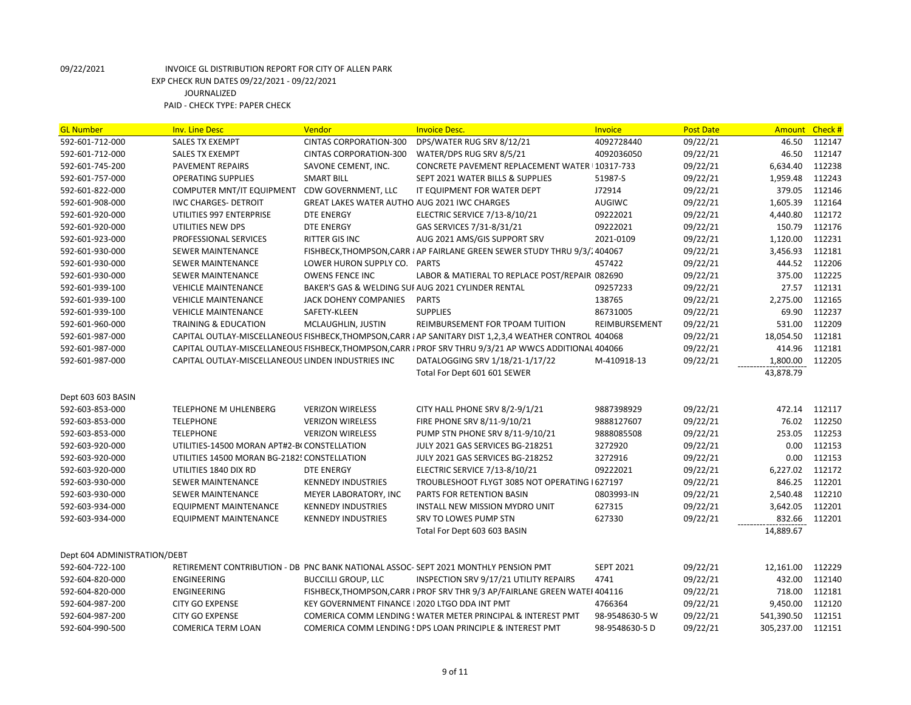09/22/2021 INVOICE GL DISTRIBUTION REPORT FOR CITY OF ALLEN PARK
EXP CHECK RUN DATES 09/22/2021 - 09/22/2021
JOURNALIZED
PAID - CHECK TYPE: PAPER CHECK

| GL Number | Inv. Line Desc | Vendor | Invoice Desc. | Invoice | Post Date | Amount | Check # |
|---|---|---|---|---|---|---|---|
| 592-601-712-000 | SALES TX EXEMPT | CINTAS CORPORATION-300 | DPS/WATER RUG SRV 8/12/21 | 4092728440 | 09/22/21 | 46.50 | 112147 |
| 592-601-712-000 | SALES TX EXEMPT | CINTAS CORPORATION-300 | WATER/DPS RUG SRV 8/5/21 | 4092036050 | 09/22/21 | 46.50 | 112147 |
| 592-601-745-200 | PAVEMENT REPAIRS | SAVONE CEMENT, INC. | CONCRETE PAVEMENT REPLACEMENT WATER | 10317-733 | 09/22/21 | 6,634.40 | 112238 |
| 592-601-757-000 | OPERATING SUPPLIES | SMART BILL | SEPT 2021 WATER BILLS & SUPPLIES | 51987-S | 09/22/21 | 1,959.48 | 112243 |
| 592-601-822-000 | COMPUTER MNT/IT EQUIPMENT | CDW GOVERNMENT, LLC | IT EQUIPMENT FOR WATER DEPT | J72914 | 09/22/21 | 379.05 | 112146 |
| 592-601-908-000 | IWC CHARGES- DETROIT | GREAT LAKES WATER AUTHO | AUG 2021 IWC CHARGES | AUGIWC | 09/22/21 | 1,605.39 | 112164 |
| 592-601-920-000 | UTILITIES 997 ENTERPRISE | DTE ENERGY | ELECTRIC SERVICE 7/13-8/10/21 | 09222021 | 09/22/21 | 4,440.80 | 112172 |
| 592-601-920-000 | UTILITIES NEW DPS | DTE ENERGY | GAS SERVICES 7/31-8/31/21 | 09222021 | 09/22/21 | 150.79 | 112176 |
| 592-601-923-000 | PROFESSIONAL SERVICES | RITTER GIS INC | AUG 2021 AMS/GIS SUPPORT SRV | 2021-0109 | 09/22/21 | 1,120.00 | 112231 |
| 592-601-930-000 | SEWER MAINTENANCE | FISHBECK,THOMPSON,CARR 8 | AP FAIRLANE GREEN SEWER STUDY THRU 9/3/2 | 404067 | 09/22/21 | 3,456.93 | 112181 |
| 592-601-930-000 | SEWER MAINTENANCE | LOWER HURON SUPPLY CO. | PARTS | 457422 | 09/22/21 | 444.52 | 112206 |
| 592-601-930-000 | SEWER MAINTENANCE | OWENS FENCE INC | LABOR & MATIERAL TO REPLACE POST/REPAIR | 082690 | 09/22/21 | 375.00 | 112225 |
| 592-601-939-100 | VEHICLE MAINTENANCE | BAKER'S GAS & WELDING SUI | AUG 2021 CYLINDER RENTAL | 09257233 | 09/22/21 | 27.57 | 112131 |
| 592-601-939-100 | VEHICLE MAINTENANCE | JACK DOHENY COMPANIES | PARTS | 138765 | 09/22/21 | 2,275.00 | 112165 |
| 592-601-939-100 | VEHICLE MAINTENANCE | SAFETY-KLEEN | SUPPLIES | 86731005 | 09/22/21 | 69.90 | 112237 |
| 592-601-960-000 | TRAINING & EDUCATION | MCLAUGHLIN, JUSTIN | REIMBURSEMENT FOR TPOAM TUITION | REIMBURSEMENT | 09/22/21 | 531.00 | 112209 |
| 592-601-987-000 | CAPITAL OUTLAY-MISCELLANEOUS | FISHBECK,THOMPSON,CARR 8 | AP SANITARY DIST 1,2,3,4 WEATHER CONTROL | 404068 | 09/22/21 | 18,054.50 | 112181 |
| 592-601-987-000 | CAPITAL OUTLAY-MISCELLANEOUS | FISHBECK,THOMPSON,CARR 8 | PROF SRV THRU 9/3/21 AP WWCS ADDITIONAL | 404066 | 09/22/21 | 414.96 | 112181 |
| 592-601-987-000 | CAPITAL OUTLAY-MISCELLANEOUS | LINDEN INDUSTRIES INC | DATALOGGING SRV 1/18/21-1/17/22 | M-410918-13 | 09/22/21 | 1,800.00 | 112205 |
| | | | Total For Dept 601 601 SEWER | | | 43,878.79 | |
| Dept 603 603 BASIN | | | | | | | |
| 592-603-853-000 | TELEPHONE M UHLENBERG | VERIZON WIRELESS | CITY HALL PHONE SRV 8/2-9/1/21 | 9887398929 | 09/22/21 | 472.14 | 112117 |
| 592-603-853-000 | TELEPHONE | VERIZON WIRELESS | FIRE PHONE SRV 8/11-9/10/21 | 9888127607 | 09/22/21 | 76.02 | 112250 |
| 592-603-853-000 | TELEPHONE | VERIZON WIRELESS | PUMP STN PHONE SRV 8/11-9/10/21 | 9888085508 | 09/22/21 | 253.05 | 112253 |
| 592-603-920-000 | UTILITIES-14500 MORAN APT#2-B | CONSTELLATION | JULY 2021 GAS SERVICES BG-218251 | 3272920 | 09/22/21 | 0.00 | 112153 |
| 592-603-920-000 | UTILITIES 14500 MORAN BG-2182 | CONSTELLATION | JULY 2021 GAS SERVICES BG-218252 | 3272916 | 09/22/21 | 0.00 | 112153 |
| 592-603-920-000 | UTILITIES 1840 DIX RD | DTE ENERGY | ELECTRIC SERVICE 7/13-8/10/21 | 09222021 | 09/22/21 | 6,227.02 | 112172 |
| 592-603-930-000 | SEWER MAINTENANCE | KENNEDY INDUSTRIES | TROUBLESHOOT FLYGT 3085 NOT OPERATING I | 627197 | 09/22/21 | 846.25 | 112201 |
| 592-603-930-000 | SEWER MAINTENANCE | MEYER LABORATORY, INC | PARTS FOR RETENTION BASIN | 0803993-IN | 09/22/21 | 2,540.48 | 112210 |
| 592-603-934-000 | EQUIPMENT MAINTENANCE | KENNEDY INDUSTRIES | INSTALL NEW MISSION MYDRO UNIT | 627315 | 09/22/21 | 3,642.05 | 112201 |
| 592-603-934-000 | EQUIPMENT MAINTENANCE | KENNEDY INDUSTRIES | SRV TO LOWES PUMP STN | 627330 | 09/22/21 | 832.66 | 112201 |
| | | | Total For Dept 603 603 BASIN | | | 14,889.67 | |
| Dept 604 ADMINISTRATION/DEBT | | | | | | | |
| 592-604-722-100 | RETIREMENT CONTRIBUTION - DB | PNC BANK NATIONAL ASSOC- | SEPT 2021 MONTHLY PENSION PMT | SEPT 2021 | 09/22/21 | 12,161.00 | 112229 |
| 592-604-820-000 | ENGINEERING | BUCCILLI GROUP, LLC | INSPECTION SRV 9/17/21 UTILITY REPAIRS | 4741 | 09/22/21 | 432.00 | 112140 |
| 592-604-820-000 | ENGINEERING | FISHBECK,THOMPSON,CARR 8 | PROF SRV THR 9/3 AP/FAIRLANE GREEN WATEI | 404116 | 09/22/21 | 718.00 | 112181 |
| 592-604-987-200 | CITY GO EXPENSE | KEY GOVERNMENT FINANCE I | 2020 LTGO DDA INT PMT | 4766364 | 09/22/21 | 9,450.00 | 112120 |
| 592-604-987-200 | CITY GO EXPENSE | COMERICA COMM LENDING S | WATER METER PRINCIPAL & INTEREST PMT | 98-9548630-5 W | 09/22/21 | 541,390.50 | 112151 |
| 592-604-990-500 | COMERICA TERM LOAN | COMERICA COMM LENDING S | DPS LOAN PRINCIPLE & INTEREST PMT | 98-9548630-5 D | 09/22/21 | 305,237.00 | 112151 |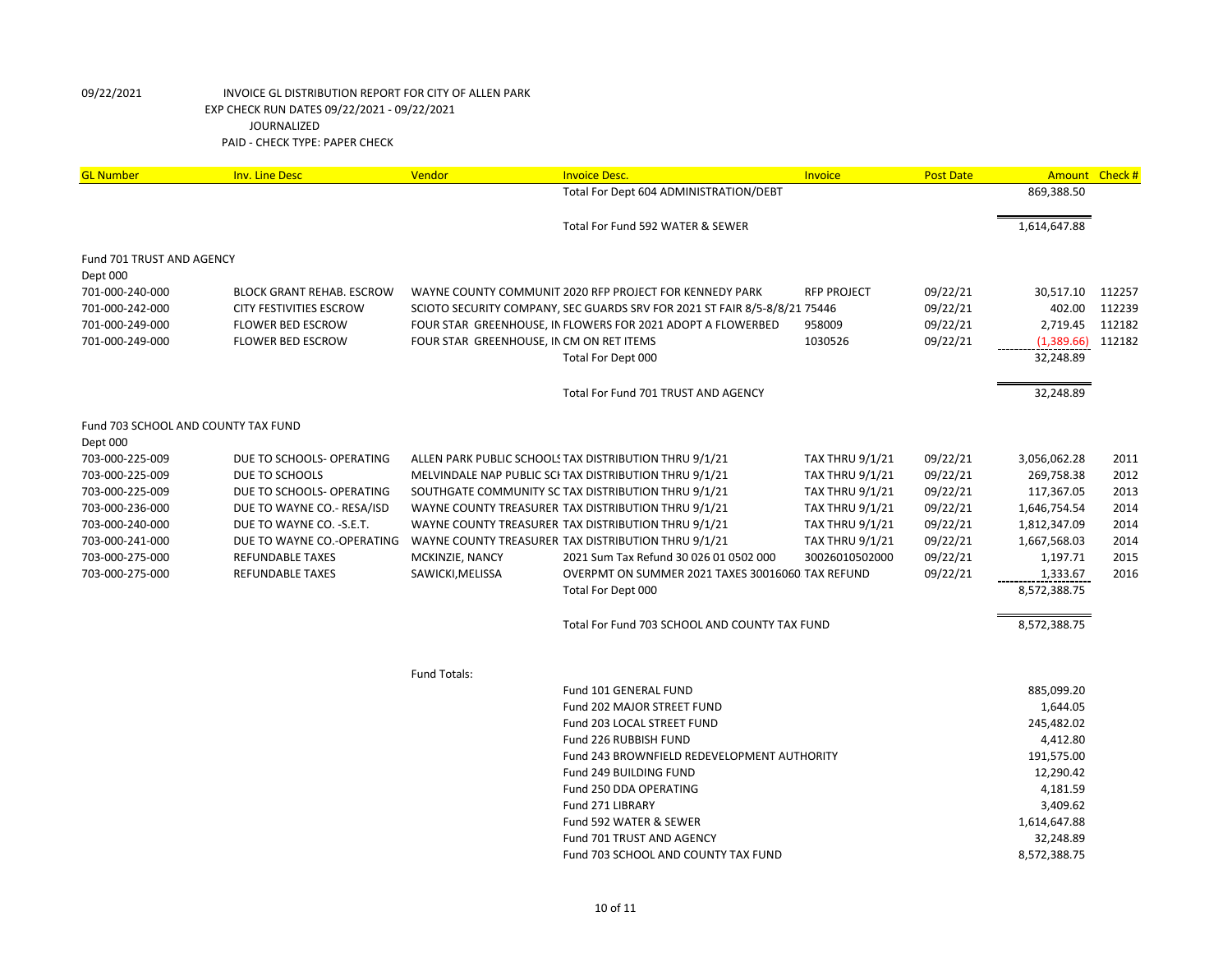09/22/2021 INVOICE GL DISTRIBUTION REPORT FOR CITY OF ALLEN PARK
EXP CHECK RUN DATES 09/22/2021 - 09/22/2021
JOURNALIZED
PAID - CHECK TYPE: PAPER CHECK

| GL Number | Inv. Line Desc | Vendor | Invoice Desc. | Invoice | Post Date | Amount | Check # |
|---|---|---|---|---|---|---|---|
| | | | Total For Dept 604 ADMINISTRATION/DEBT | | | 869,388.50 | |
| | | | Total For Fund 592 WATER & SEWER | | | 1,614,647.88 | |
| Fund 701 TRUST AND AGENCY | | | | | | | |
| Dept 000 | | | | | | | |
| 701-000-240-000 | BLOCK GRANT REHAB. ESCROW | WAYNE COUNTY COMMUNIT | 2020 RFP PROJECT FOR KENNEDY PARK | RFP PROJECT | 09/22/21 | 30,517.10 | 112257 |
| 701-000-242-000 | CITY FESTIVITIES ESCROW | SCIOTO SECURITY COMPANY, | SEC GUARDS SRV FOR 2021 ST FAIR 8/5-8/8/21 | 75446 | 09/22/21 | 402.00 | 112239 |
| 701-000-249-000 | FLOWER BED ESCROW | FOUR STAR GREENHOUSE, IN | FLOWERS FOR 2021 ADOPT A FLOWERBED | 958009 | 09/22/21 | 2,719.45 | 112182 |
| 701-000-249-000 | FLOWER BED ESCROW | FOUR STAR GREENHOUSE, IN | CM ON RET ITEMS | 1030526 | 09/22/21 | (1,389.66) | 112182 |
| | | | Total For Dept 000 | | | 32,248.89 | |
| | | | Total For Fund 701 TRUST AND AGENCY | | | 32,248.89 | |
| Fund 703 SCHOOL AND COUNTY TAX FUND | | | | | | | |
| Dept 000 | | | | | | | |
| 703-000-225-009 | DUE TO SCHOOLS- OPERATING | ALLEN PARK PUBLIC SCHOOLS | TAX DISTRIBUTION THRU 9/1/21 | TAX THRU 9/1/21 | 09/22/21 | 3,056,062.28 | 2011 |
| 703-000-225-009 | DUE TO SCHOOLS | MELVINDALE NAP PUBLIC SCH | TAX DISTRIBUTION THRU 9/1/21 | TAX THRU 9/1/21 | 09/22/21 | 269,758.38 | 2012 |
| 703-000-225-009 | DUE TO SCHOOLS- OPERATING | SOUTHGATE COMMUNITY SC | TAX DISTRIBUTION THRU 9/1/21 | TAX THRU 9/1/21 | 09/22/21 | 117,367.05 | 2013 |
| 703-000-236-000 | DUE TO WAYNE CO.- RESA/ISD | WAYNE COUNTY TREASURER | TAX DISTRIBUTION THRU 9/1/21 | TAX THRU 9/1/21 | 09/22/21 | 1,646,754.54 | 2014 |
| 703-000-240-000 | DUE TO WAYNE CO. -S.E.T. | WAYNE COUNTY TREASURER | TAX DISTRIBUTION THRU 9/1/21 | TAX THRU 9/1/21 | 09/22/21 | 1,812,347.09 | 2014 |
| 703-000-241-000 | DUE TO WAYNE CO.-OPERATING | WAYNE COUNTY TREASURER | TAX DISTRIBUTION THRU 9/1/21 | TAX THRU 9/1/21 | 09/22/21 | 1,667,568.03 | 2014 |
| 703-000-275-000 | REFUNDABLE TAXES | MCKINZIE, NANCY | 2021 Sum Tax Refund 30 026 01 0502 000 | 30026010502000 | 09/22/21 | 1,197.71 | 2015 |
| 703-000-275-000 | REFUNDABLE TAXES | SAWICKI,MELISSA | OVERPMT ON SUMMER 2021 TAXES 30016060 | TAX REFUND | 09/22/21 | 1,333.67 | 2016 |
| | | | Total For Dept 000 | | | 8,572,388.75 | |
| | | | Total For Fund 703 SCHOOL AND COUNTY TAX FUND | | | 8,572,388.75 | |

Fund Totals:

| Fund | Amount |
|---|---|
| Fund 101 GENERAL FUND | 885,099.20 |
| Fund 202 MAJOR STREET FUND | 1,644.05 |
| Fund 203 LOCAL STREET FUND | 245,482.02 |
| Fund 226 RUBBISH FUND | 4,412.80 |
| Fund 243 BROWNFIELD REDEVELOPMENT AUTHORITY | 191,575.00 |
| Fund 249 BUILDING FUND | 12,290.42 |
| Fund 250 DDA OPERATING | 4,181.59 |
| Fund 271 LIBRARY | 3,409.62 |
| Fund 592 WATER & SEWER | 1,614,647.88 |
| Fund 701 TRUST AND AGENCY | 32,248.89 |
| Fund 703 SCHOOL AND COUNTY TAX FUND | 8,572,388.75 |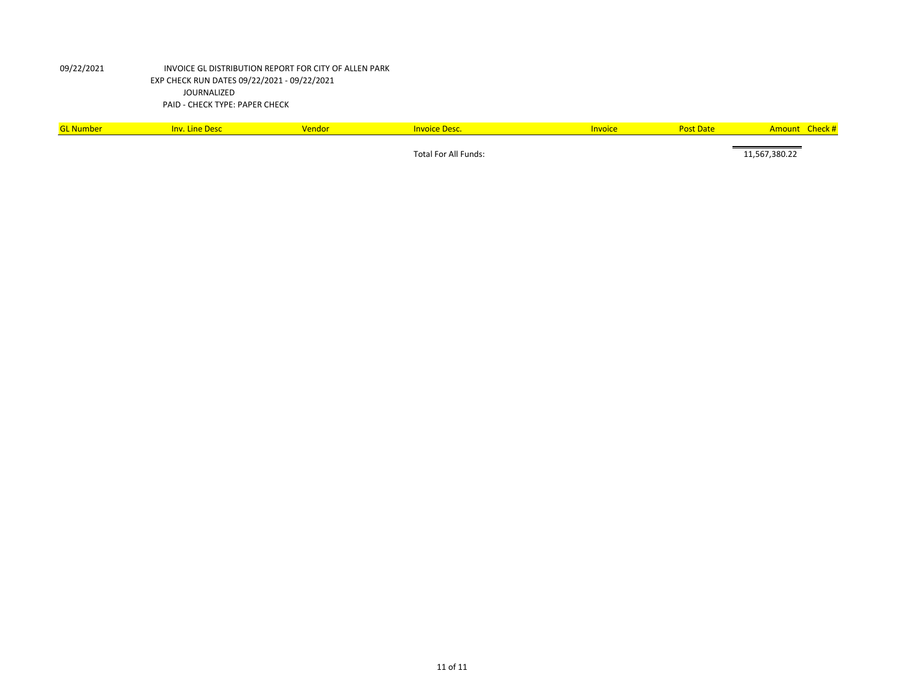09/22/2021 INVOICE GL DISTRIBUTION REPORT FOR CITY OF ALLEN PARK

EXP CHECK RUN DATES 09/22/2021 - 09/22/2021

JOURNALIZED

PAID - CHECK TYPE: PAPER CHECK

| GL Number | Inv. Line Desc | Vendor | Invoice Desc. | Invoice | Post Date | Amount | Check # |
|---|---|---|---|---|---|---|---|
| | | | Total For All Funds: | | | 11,567,380.22 | |